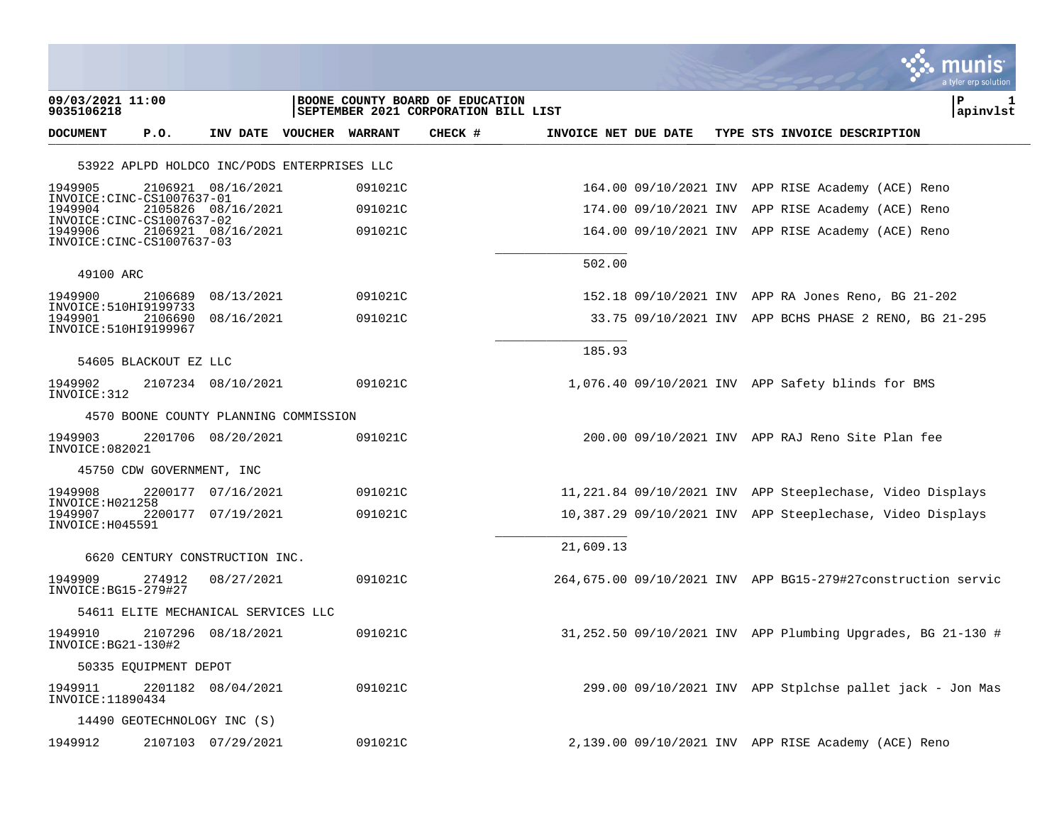**09/03/2021 11:00**
**9035106218**

**BOONE COUNTY BOARD OF EDUCATION**
**SEPTEMBER 2021 CORPORATION BILL LIST**

**P 1**
**apinvlst**

| DOCUMENT | P.O. | INV DATE | VOUCHER | WARRANT | CHECK # | INVOICE NET | DUE DATE | TYPE | STS | INVOICE DESCRIPTION |
|---|---|---|---|---|---|---|---|---|---|---|
| 53922 APLPD HOLDCO INC/PODS ENTERPRISES LLC | | | | | | | | | | |
| 1949905 INVOICE:CINC-CS1007637-01 | 2106921 | 08/16/2021 | | 091021C | | 164.00 | 09/10/2021 | INV | APP | RISE Academy (ACE) Reno |
| 1949904 INVOICE:CINC-CS1007637-02 | 2105826 | 08/16/2021 | | 091021C | | 174.00 | 09/10/2021 | INV | APP | RISE Academy (ACE) Reno |
| 1949906 INVOICE:CINC-CS1007637-03 | 2106921 | 08/16/2021 | | 091021C | | 164.00 | 09/10/2021 | INV | APP | RISE Academy (ACE) Reno |
| | | | | | | 502.00 | | | | |
| 49100 ARC | | | | | | | | | | |
| 1949900 INVOICE:510HI9199733 | 2106689 | 08/13/2021 | | 091021C | | 152.18 | 09/10/2021 | INV | APP | RA Jones Reno, BG 21-202 |
| 1949901 INVOICE:510HI9199967 | 2106690 | 08/16/2021 | | 091021C | | 33.75 | 09/10/2021 | INV | APP | BCHS PHASE 2 RENO, BG 21-295 |
| | | | | | | 185.93 | | | | |
| 54605 BLACKOUT EZ LLC | | | | | | | | | | |
| 1949902 INVOICE:312 | 2107234 | 08/10/2021 | | 091021C | | 1,076.40 | 09/10/2021 | INV | APP | Safety blinds for BMS |
| 4570 BOONE COUNTY PLANNING COMMISSION | | | | | | | | | | |
| 1949903 INVOICE:082021 | 2201706 | 08/20/2021 | | 091021C | | 200.00 | 09/10/2021 | INV | APP | RAJ Reno Site Plan fee |
| 45750 CDW GOVERNMENT, INC | | | | | | | | | | |
| 1949908 INVOICE:H021258 | 2200177 | 07/16/2021 | | 091021C | | 11,221.84 | 09/10/2021 | INV | APP | Steeplechase, Video Displays |
| 1949907 INVOICE:H045591 | 2200177 | 07/19/2021 | | 091021C | | 10,387.29 | 09/10/2021 | INV | APP | Steeplechase, Video Displays |
| | | | | | | 21,609.13 | | | | |
| 6620 CENTURY CONSTRUCTION INC. | | | | | | | | | | |
| 1949909 INVOICE:BG15-279#27 | 274912 | 08/27/2021 | | 091021C | | 264,675.00 | 09/10/2021 | INV | APP | BG15-279#27construction servic |
| 54611 ELITE MECHANICAL SERVICES LLC | | | | | | | | | | |
| 1949910 INVOICE:BG21-130#2 | 2107296 | 08/18/2021 | | 091021C | | 31,252.50 | 09/10/2021 | INV | APP | Plumbing Upgrades, BG 21-130 # |
| 50335 EQUIPMENT DEPOT | | | | | | | | | | |
| 1949911 INVOICE:11890434 | 2201182 | 08/04/2021 | | 091021C | | 299.00 | 09/10/2021 | INV | APP | Stplchse pallet jack - Jon Mas |
| 14490 GEOTECHNOLOGY INC (S) | | | | | | | | | | |
| 1949912 | 2107103 | 07/29/2021 | | 091021C | | 2,139.00 | 09/10/2021 | INV | APP | RISE Academy (ACE) Reno |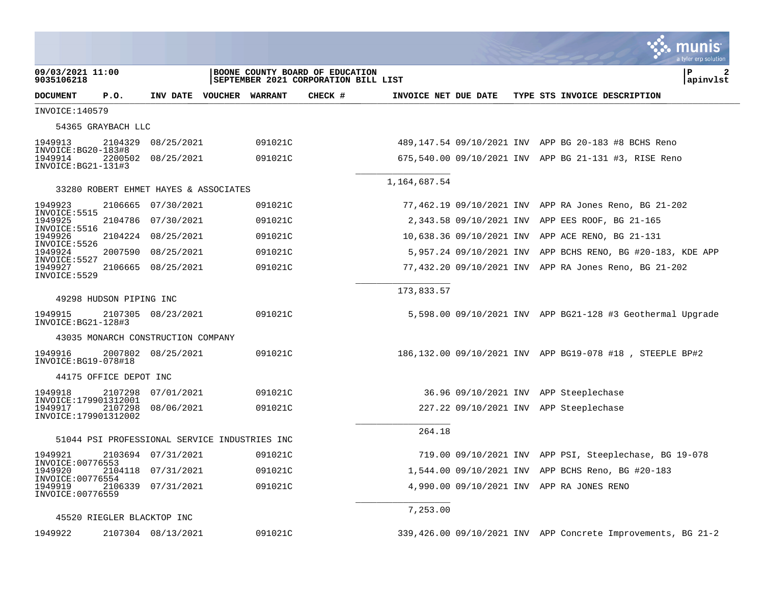**09/03/2021 11:00**
**9035106218**

**BOONE COUNTY BOARD OF EDUCATION**
**SEPTEMBER 2021 CORPORATION BILL LIST**

**P 2**
**apinvlst**

| DOCUMENT | P.O. | INV DATE | VOUCHER | WARRANT | CHECK # | INVOICE NET | DUE DATE | TYPE | STS | INVOICE DESCRIPTION |
|---|---|---|---|---|---|---|---|---|---|---|
| INVOICE:140579 | | | | | | | | | | |
| 54365 GRAYBACH LLC | | | | | | | | | | |
| 1949913 INVOICE:BG20-183#8 | 2104329 | 08/25/2021 | | 091021C | | 489,147.54 | 09/10/2021 | INV | APP | BG 20-183 #8 BCHS Reno |
| 1949914 INVOICE:BG21-131#3 | 2200502 | 08/25/2021 | | 091021C | | 675,540.00 | 09/10/2021 | INV | APP | BG 21-131 #3, RISE Reno |
| | | | | | | 1,164,687.54 | | | | |
| 33280 ROBERT EHMET HAYES & ASSOCIATES | | | | | | | | | | |
| 1949923 INVOICE:5515 | 2106665 | 07/30/2021 | | 091021C | | 77,462.19 | 09/10/2021 | INV | APP | RA Jones Reno, BG 21-202 |
| 1949925 INVOICE:5516 | 2104786 | 07/30/2021 | | 091021C | | 2,343.58 | 09/10/2021 | INV | APP | EES ROOF, BG 21-165 |
| 1949926 INVOICE:5526 | 2104224 | 08/25/2021 | | 091021C | | 10,638.36 | 09/10/2021 | INV | APP | ACE RENO, BG 21-131 |
| 1949924 INVOICE:5527 | 2007590 | 08/25/2021 | | 091021C | | 5,957.24 | 09/10/2021 | INV | APP | BCHS RENO, BG #20-183, KDE APP |
| 1949927 INVOICE:5529 | 2106665 | 08/25/2021 | | 091021C | | 77,432.20 | 09/10/2021 | INV | APP | RA Jones Reno, BG 21-202 |
| | | | | | | 173,833.57 | | | | |
| 49298 HUDSON PIPING INC | | | | | | | | | | |
| 1949915 INVOICE:BG21-128#3 | 2107305 | 08/23/2021 | | 091021C | | 5,598.00 | 09/10/2021 | INV | APP | BG21-128 #3 Geothermal Upgrade |
| 43035 MONARCH CONSTRUCTION COMPANY | | | | | | | | | | |
| 1949916 INVOICE:BG19-078#18 | 2007802 | 08/25/2021 | | 091021C | | 186,132.00 | 09/10/2021 | INV | APP | BG19-078 #18 , STEEPLE BP#2 |
| 44175 OFFICE DEPOT INC | | | | | | | | | | |
| 1949918 INVOICE:179901312001 | 2107298 | 07/01/2021 | | 091021C | | 36.96 | 09/10/2021 | INV | APP | Steeplechase |
| 1949917 INVOICE:179901312002 | 2107298 | 08/06/2021 | | 091021C | | 227.22 | 09/10/2021 | INV | APP | Steeplechase |
| | | | | | | 264.18 | | | | |
| 51044 PSI PROFESSIONAL SERVICE INDUSTRIES INC | | | | | | | | | | |
| 1949921 INVOICE:00776553 | 2103694 | 07/31/2021 | | 091021C | | 719.00 | 09/10/2021 | INV | APP | PSI, Steeplechase, BG 19-078 |
| 1949920 INVOICE:00776554 | 2104118 | 07/31/2021 | | 091021C | | 1,544.00 | 09/10/2021 | INV | APP | BCHS Reno, BG #20-183 |
| 1949919 INVOICE:00776559 | 2106339 | 07/31/2021 | | 091021C | | 4,990.00 | 09/10/2021 | INV | APP | RA JONES RENO |
| | | | | | | 7,253.00 | | | | |
| 45520 RIEGLER BLACKTOP INC | | | | | | | | | | |
| 1949922 | 2107304 | 08/13/2021 | | 091021C | | 339,426.00 | 09/10/2021 | INV | APP | Concrete Improvements, BG 21-2 |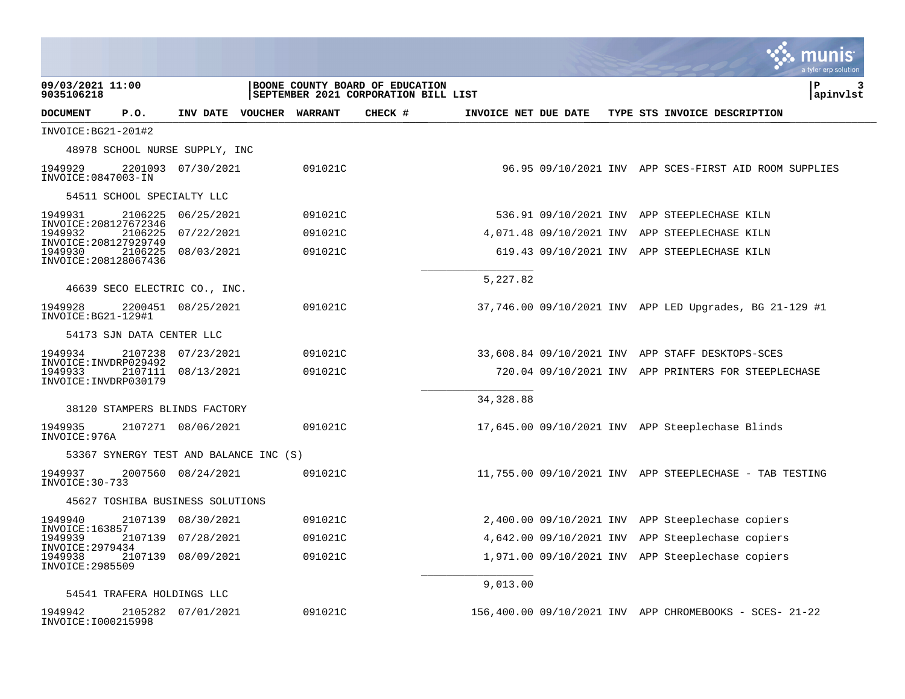**09/03/2021 11:00**
**9035106218**

**BOONE COUNTY BOARD OF EDUCATION**
**SEPTEMBER 2021 CORPORATION BILL LIST**

**P 3**
**apinvlst**

| DOCUMENT | P.O. | INV DATE | VOUCHER | WARRANT | CHECK # | INVOICE NET | DUE DATE | TYPE | STS | INVOICE DESCRIPTION |
|---|---|---|---|---|---|---|---|---|---|---|
| INVOICE:BG21-201#2 | | | | | | | | | | |
| 48978 SCHOOL NURSE SUPPLY, INC | | | | | | | | | | |
| 1949929 INVOICE:0847003-IN | 2201093 | 07/30/2021 | | 091021C | | 96.95 | 09/10/2021 | INV | APP | SCES-FIRST AID ROOM SUPPLIES |
| 54511 SCHOOL SPECIALTY LLC | | | | | | | | | | |
| 1949931 INVOICE:208127672346 | 2106225 | 06/25/2021 | | 091021C | | 536.91 | 09/10/2021 | INV | APP | STEEPLECHASE KILN |
| 1949932 INVOICE:208127929749 | 2106225 | 07/22/2021 | | 091021C | | 4,071.48 | 09/10/2021 | INV | APP | STEEPLECHASE KILN |
| 1949930 INVOICE:208128067436 | 2106225 | 08/03/2021 | | 091021C | | 619.43 | 09/10/2021 | INV | APP | STEEPLECHASE KILN |
| | | | | | | 5,227.82 | | | | |
| 46639 SECO ELECTRIC CO., INC. | | | | | | | | | | |
| 1949928 INVOICE:BG21-129#1 | 2200451 | 08/25/2021 | | 091021C | | 37,746.00 | 09/10/2021 | INV | APP | LED Upgrades, BG 21-129 #1 |
| 54173 SJN DATA CENTER LLC | | | | | | | | | | |
| 1949934 INVOICE:INVDRP029492 | 2107238 | 07/23/2021 | | 091021C | | 33,608.84 | 09/10/2021 | INV | APP | STAFF DESKTOPS-SCES |
| 1949933 INVOICE:INVDRP030179 | 2107111 | 08/13/2021 | | 091021C | | 720.04 | 09/10/2021 | INV | APP | PRINTERS FOR STEEPLECHASE |
| | | | | | | 34,328.88 | | | | |
| 38120 STAMPERS BLINDS FACTORY | | | | | | | | | | |
| 1949935 INVOICE:976A | 2107271 | 08/06/2021 | | 091021C | | 17,645.00 | 09/10/2021 | INV | APP | Steeplechase Blinds |
| 53367 SYNERGY TEST AND BALANCE INC (S) | | | | | | | | | | |
| 1949937 INVOICE:30-733 | 2007560 | 08/24/2021 | | 091021C | | 11,755.00 | 09/10/2021 | INV | APP | STEEPLECHASE - TAB TESTING |
| 45627 TOSHIBA BUSINESS SOLUTIONS | | | | | | | | | | |
| 1949940 INVOICE:163857 | 2107139 | 08/30/2021 | | 091021C | | 2,400.00 | 09/10/2021 | INV | APP | Steeplechase copiers |
| 1949939 INVOICE:2979434 | 2107139 | 07/28/2021 | | 091021C | | 4,642.00 | 09/10/2021 | INV | APP | Steeplechase copiers |
| 1949938 INVOICE:2985509 | 2107139 | 08/09/2021 | | 091021C | | 1,971.00 | 09/10/2021 | INV | APP | Steeplechase copiers |
| | | | | | | 9,013.00 | | | | |
| 54541 TRAFERA HOLDINGS LLC | | | | | | | | | | |
| 1949942 INVOICE:I000215998 | 2105282 | 07/01/2021 | | 091021C | | 156,400.00 | 09/10/2021 | INV | APP | CHROMEBOOKS - SCES- 21-22 |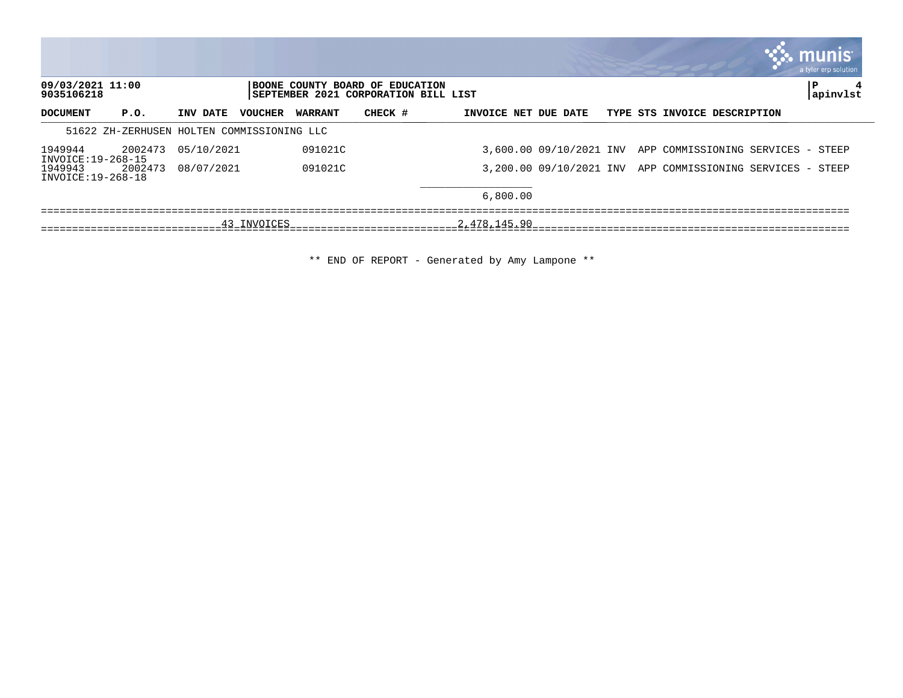**09/03/2021 11:00**
**9035106218**

**BOONE COUNTY BOARD OF EDUCATION**
**SEPTEMBER 2021 CORPORATION BILL LIST**

**P 4**
**apinvlst**

| DOCUMENT | P.O. | INV DATE | VOUCHER | WARRANT | CHECK # | INVOICE NET | DUE DATE | TYPE | STS | INVOICE DESCRIPTION |
|---|---|---|---|---|---|---|---|---|---|---|
| 51622 ZH-ZERHUSEN HOLTEN COMMISSIONING LLC | | | | | | | | | | |
| 1949944 INVOICE:19-268-15 | 2002473 | 05/10/2021 | | 091021C | | 3,600.00 | 09/10/2021 | INV | APP | COMMISSIONING SERVICES - STEEP |
| 1949943 INVOICE:19-268-18 | 2002473 | 08/07/2021 | | 091021C | | 3,200.00 | 09/10/2021 | INV | APP | COMMISSIONING SERVICES - STEEP |
| | | | | | | 6,800.00 | | | | |
| | | 43 INVOICES | | | | 2,478,145.90 | | | | |

** END OF REPORT - Generated by Amy Lampone **